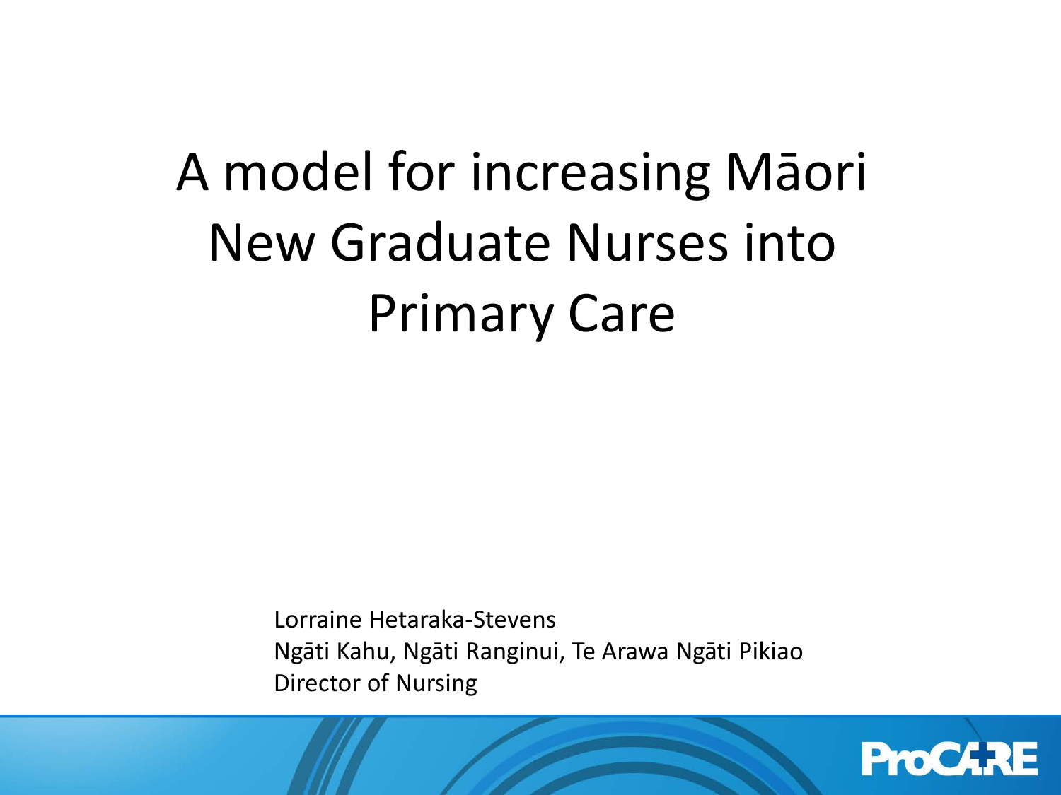# A model for increasing Māori New Graduate Nurses into Primary Care

Lorraine Hetaraka-Stevens
Ngāti Kahu, Ngāti Ranginui, Te Arawa Ngāti Pikiao
Director of Nursing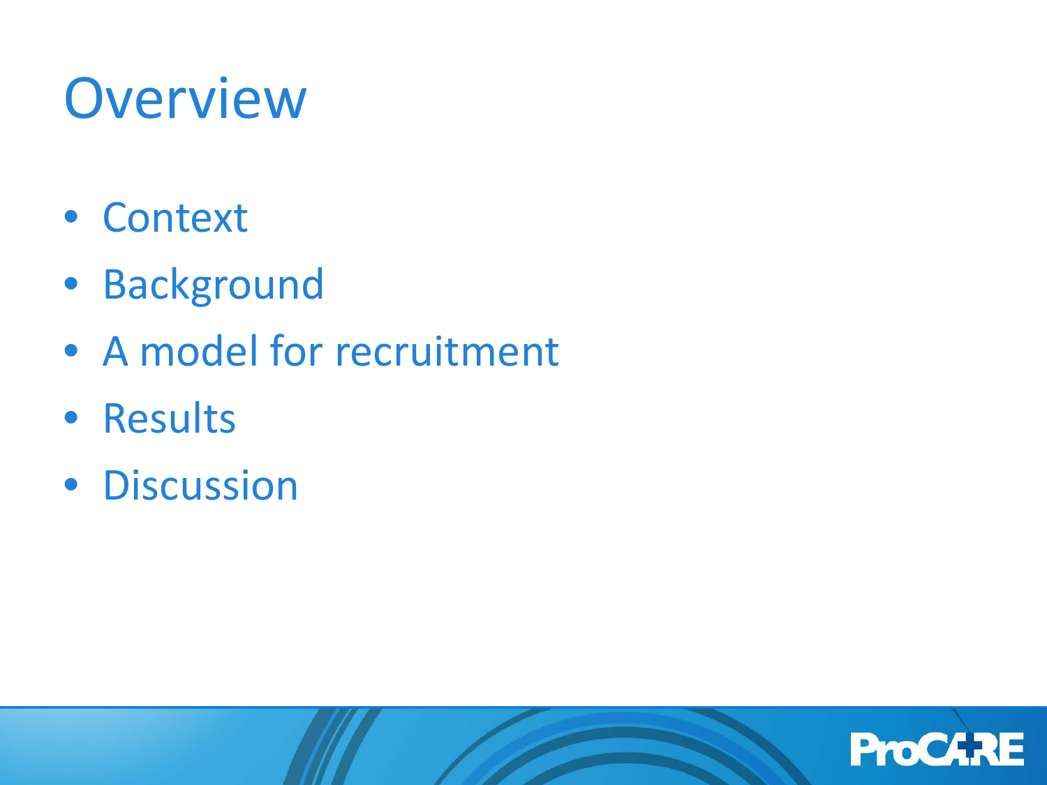# Overview

- Context
- Background
- A model for recruitment
- Results
- Discussion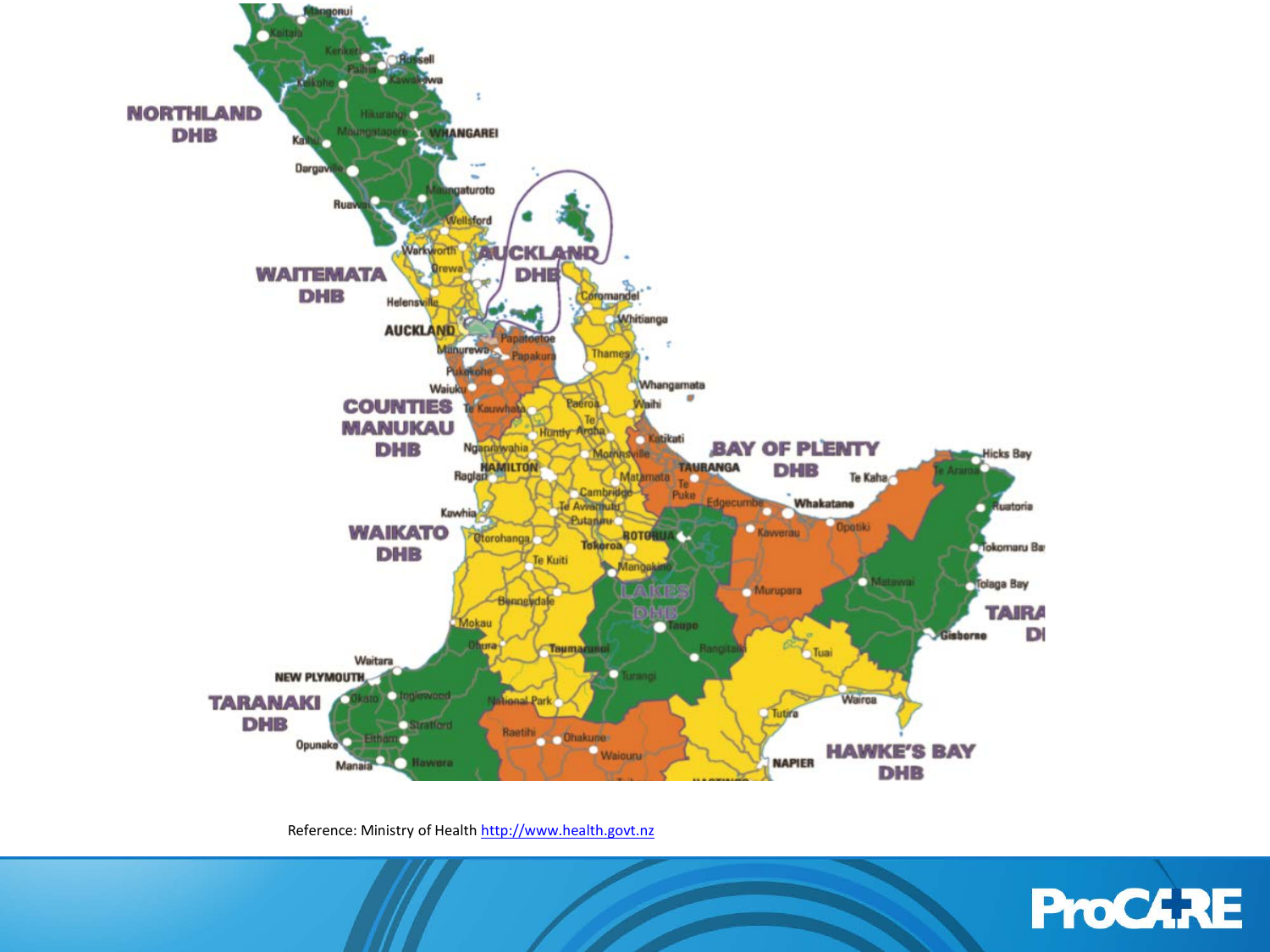Reference: Ministry of Health http://www.health.govt.nz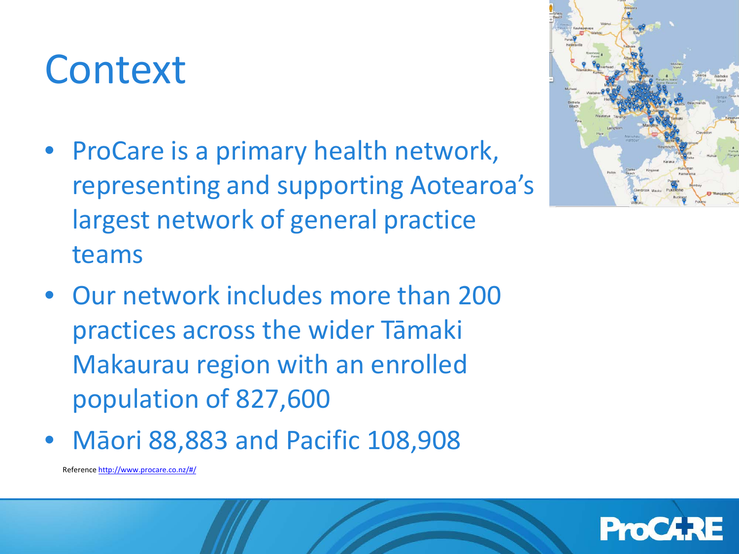# Context

- ProCare is a primary health network, representing and supporting Aotearoa's largest network of general practice teams
- Our network includes more than 200 practices across the wider Tāmaki Makaurau region with an enrolled population of 827,600
- Māori 88,883 and Pacific 108,908

Reference http://www.procare.co.nz/#/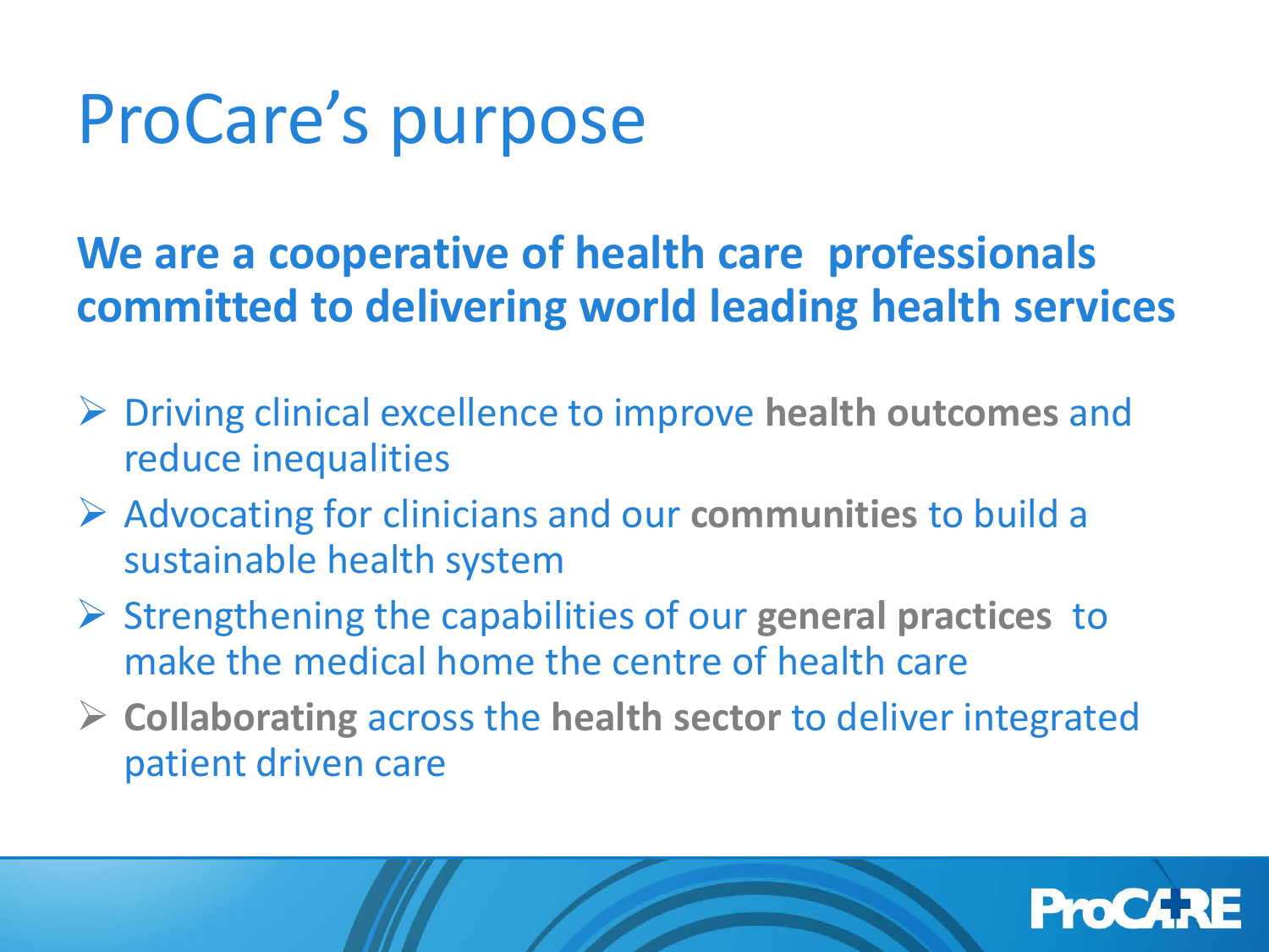# ProCare's purpose

**We are a cooperative of health care professionals committed to delivering world leading health services**

- Driving clinical excellence to improve **health outcomes** and reduce inequalities
- Advocating for clinicians and our **communities** to build a sustainable health system
- Strengthening the capabilities of our **general practices** to make the medical home the centre of health care
- **Collaborating** across the **health sector** to deliver integrated patient driven care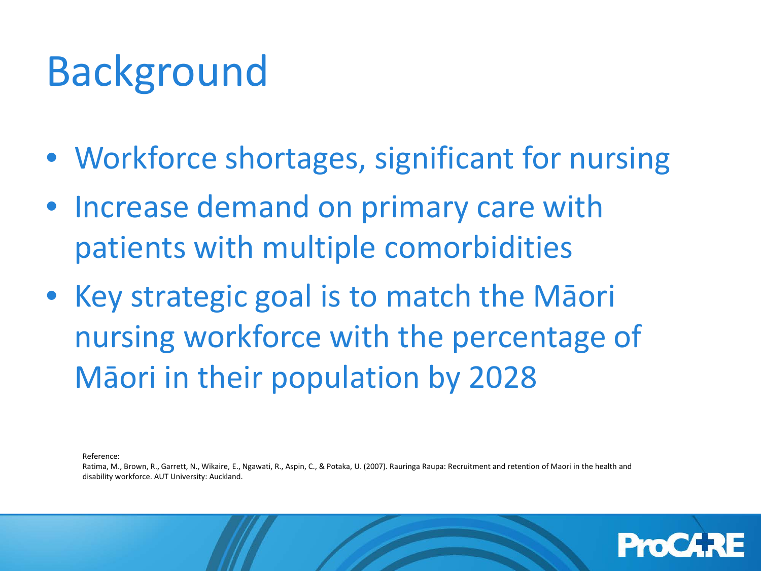# Background

- Workforce shortages, significant for nursing
- Increase demand on primary care with patients with multiple comorbidities
- Key strategic goal is to match the Māori nursing workforce with the percentage of Māori in their population by 2028

Reference:
Ratima, M., Brown, R., Garrett, N., Wikaire, E., Ngawati, R., Aspin, C., & Potaka, U. (2007). Rauringa Raupa: Recruitment and retention of Maori in the health and disability workforce. AUT University: Auckland.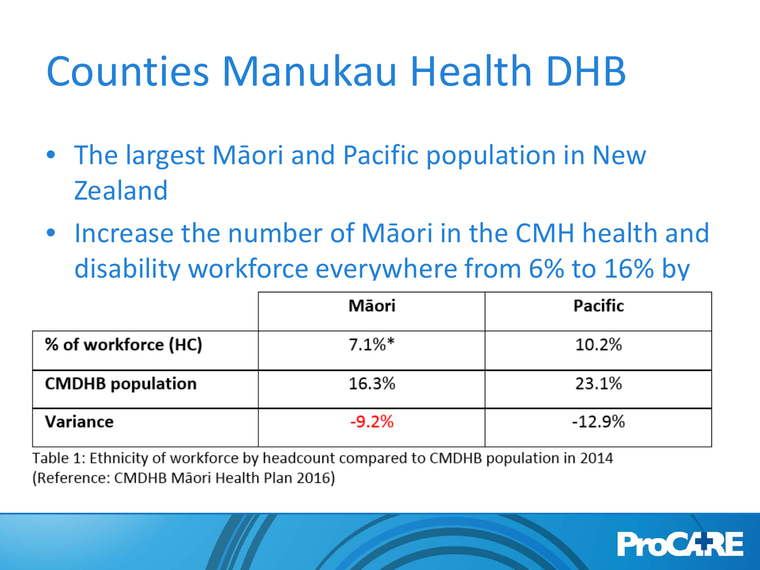# Counties Manukau Health DHB

- The largest Māori and Pacific population in New Zealand
- Increase the number of Māori in the CMH health and disability workforce everywhere from 6% to 16% by

| | Māori | Pacific |
|---|---|---|
| **% of workforce (HC)** | 7.1%* | 10.2% |
| **CMDHB population** | 16.3% | 23.1% |
| **Variance** | -9.2% | -12.9% |

Table 1: Ethnicity of workforce by headcount compared to CMDHB population in 2014 (Reference: CMDHB Māori Health Plan 2016)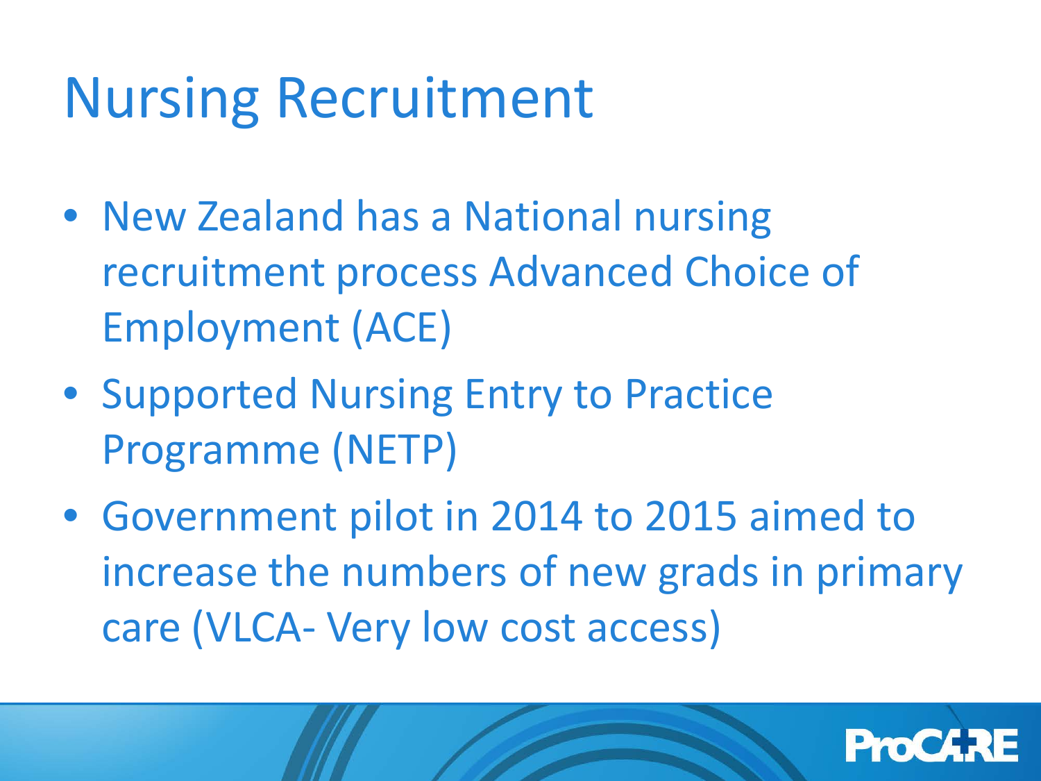# Nursing Recruitment

- New Zealand has a National nursing recruitment process Advanced Choice of Employment (ACE)
- Supported Nursing Entry to Practice Programme (NETP)
- Government pilot in 2014 to 2015 aimed to increase the numbers of new grads in primary care (VLCA- Very low cost access)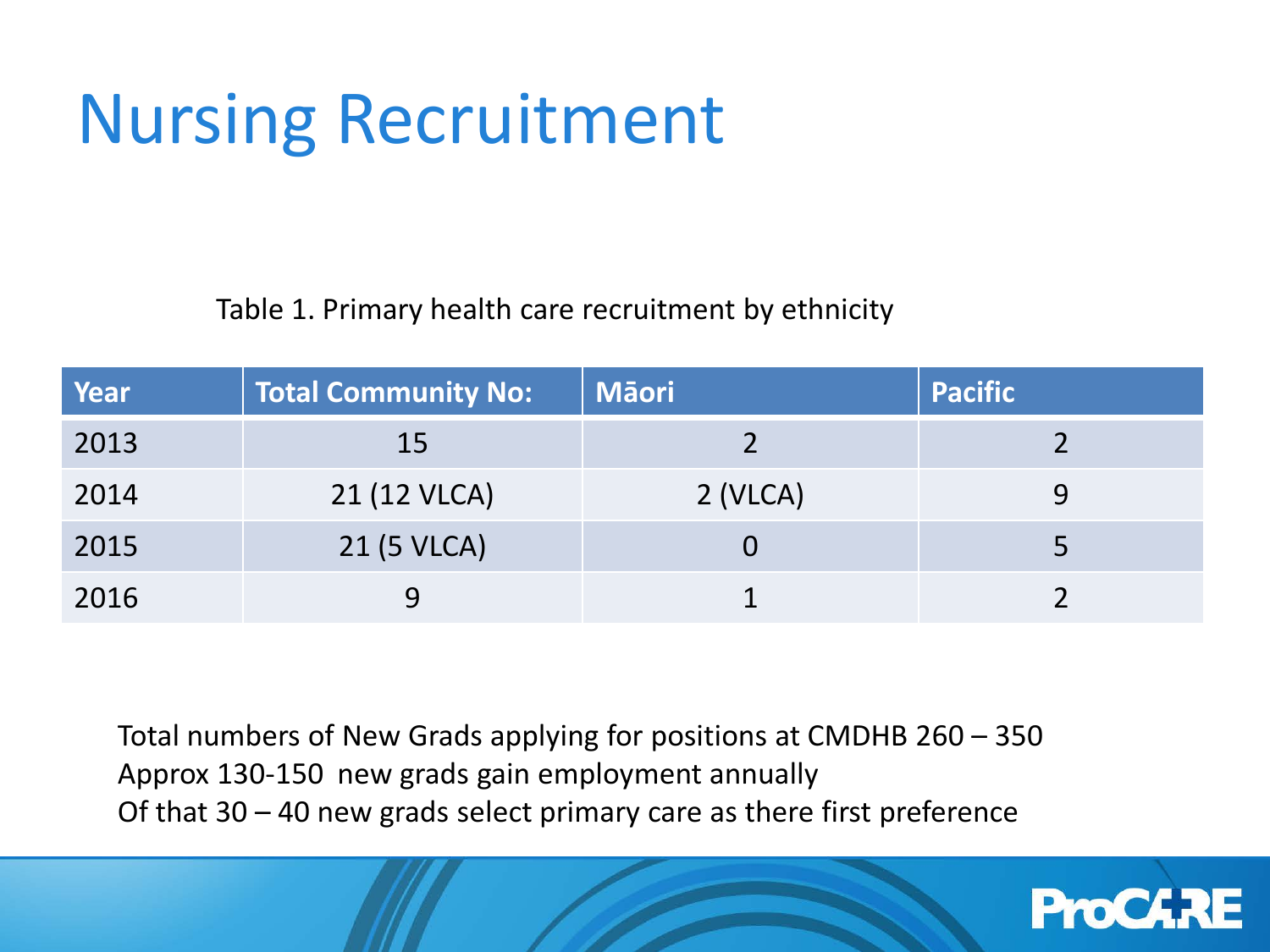# Nursing Recruitment

Table 1. Primary health care recruitment by ethnicity

| Year | Total Community No: | Māori | Pacific |
|---|---|---|---|
| 2013 | 15 | 2 | 2 |
| 2014 | 21 (12 VLCA) | 2 (VLCA) | 9 |
| 2015 | 21 (5 VLCA) | 0 | 5 |
| 2016 | 9 | 1 | 2 |

Total numbers of New Grads applying for positions at CMDHB 260 – 350
Approx 130-150 new grads gain employment annually
Of that 30 – 40 new grads select primary care as there first preference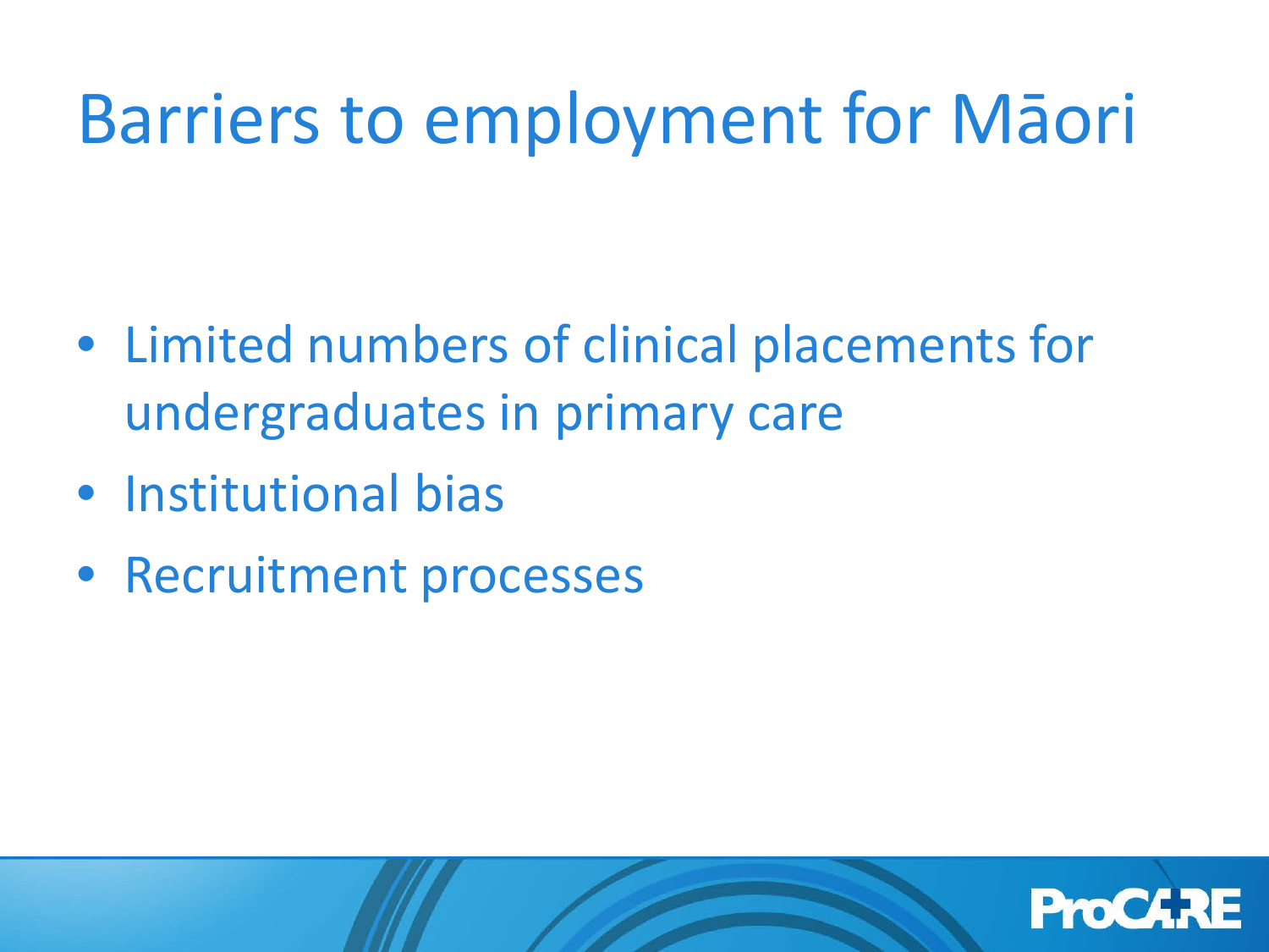# Barriers to employment for Māori

- Limited numbers of clinical placements for undergraduates in primary care
- Institutional bias
- Recruitment processes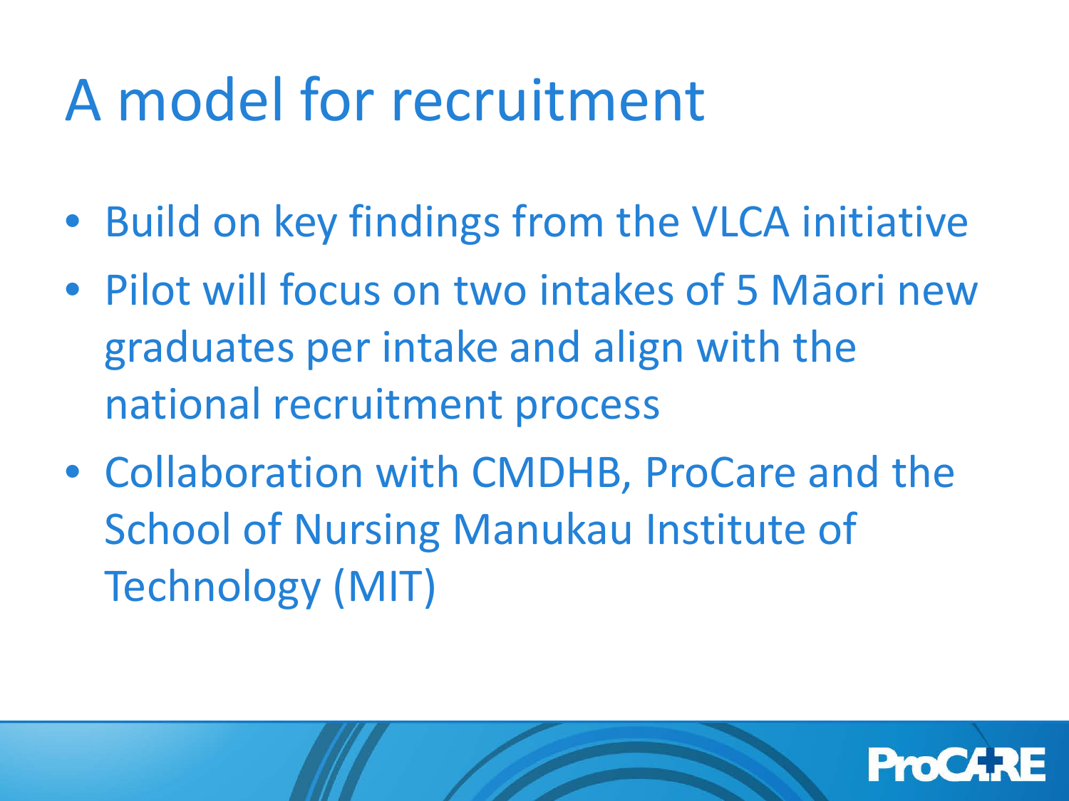# A model for recruitment

- Build on key findings from the VLCA initiative
- Pilot will focus on two intakes of 5 Māori new graduates per intake and align with the national recruitment process
- Collaboration with CMDHB, ProCare and the School of Nursing Manukau Institute of Technology (MIT)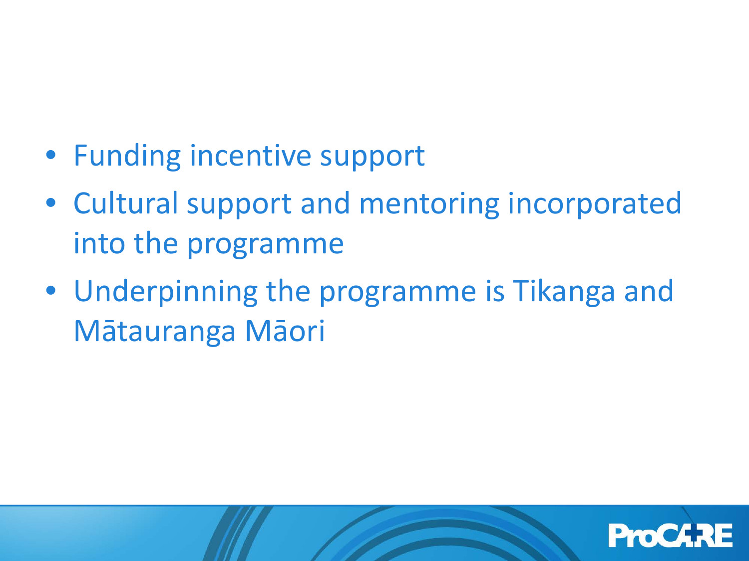- Funding incentive support
- Cultural support and mentoring incorporated into the programme
- Underpinning the programme is Tikanga and Mātauranga Māori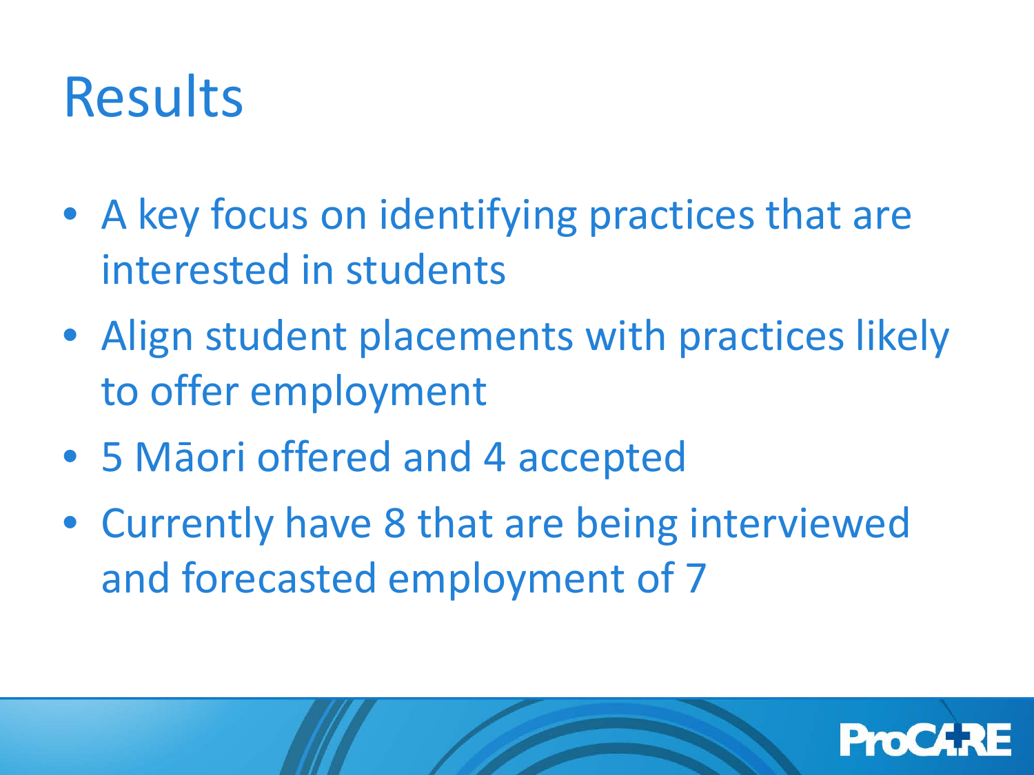# Results

- A key focus on identifying practices that are interested in students
- Align student placements with practices likely to offer employment
- 5 Māori offered and 4 accepted
- Currently have 8 that are being interviewed and forecasted employment of 7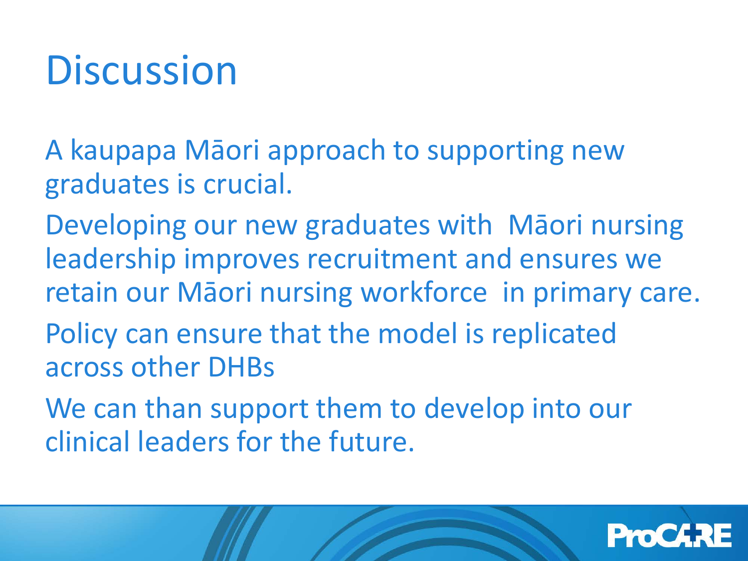# Discussion

A kaupapa Māori approach to supporting new graduates is crucial.

Developing our new graduates with Māori nursing leadership improves recruitment and ensures we retain our Māori nursing workforce in primary care.

Policy can ensure that the model is replicated across other DHBs

We can than support them to develop into our clinical leaders for the future.